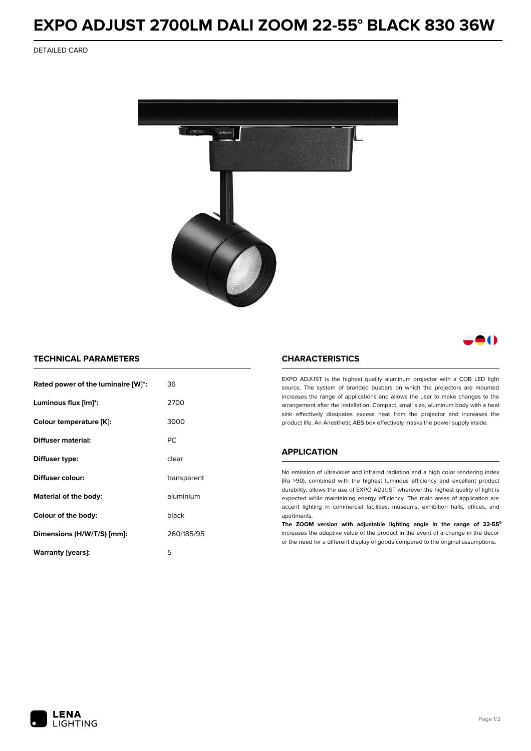# EXPO ADJUST 2700LM DALI ZOOM 22-55° BLACK 830 36W

DETAILED CARD

## TECHNICAL PARAMETERS

| | |
|---|---|
| **Rated power of the luminaire [W]*:** | 36 |
| **Luminous flux [lm]*:** | 2700 |
| **Colour temperature [K]:** | 3000 |
| **Diffuser material:** | PC |
| **Diffuser type:** | clear |
| **Diffuser colour:** | transparent |
| **Material of the body:** | aluminium |
| **Colour of the body:** | black |
| **Dimensions (H/W/T/S) [mm]:** | 260/185/95 |
| **Warranty [years]:** | 5 |

## CHARACTERISTICS

EXPO ADJUST is the highest quality aluminum projector with a COB LED light source. The system of branded busbars on which the projectors are mounted increases the range of applications and allows the user to make changes to the arrangement after the installation. Compact, small size, aluminum body with a heat sink effectively dissipates excess heat from the projector and increases the product life. An Anesthetic ABS box effectively masks the power supply inside.

## APPLICATION

No emission of ultraviolet and infrared radiation and a high color rendering index (Ra >90), combined with the highest luminous efficiency and excellent product durability, allows the use of EXPO ADJUST wherever the highest quality of light is expected while maintaining energy efficiency. The main areas of application are accent lighting in commercial facilities, museums, exhibition halls, offices, and apartments.

**The ZOOM version with adjustable lighting angle in the range of 22-55°** increases the adaptive value of the product in the event of a change in the decor or the need for a different display of goods compared to the original assumptions.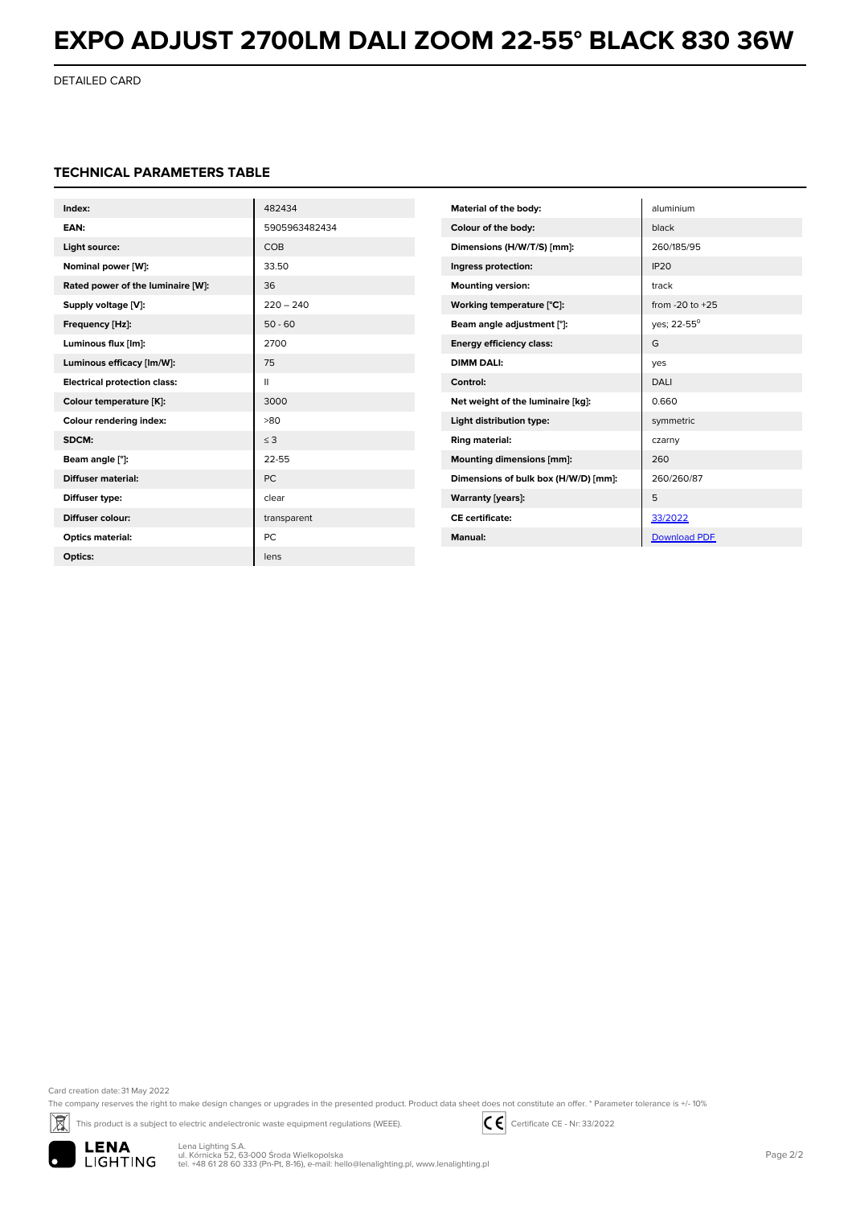# EXPO ADJUST 2700LM DALI ZOOM 22-55° BLACK 830 36W

DETAILED CARD

### TECHNICAL PARAMETERS TABLE

| | |
|---|---|
| **Index:** | 482434 |
| **EAN:** | 5905963482434 |
| **Light source:** | COB |
| **Nominal power [W]:** | 33.50 |
| **Rated power of the luminaire [W]:** | 36 |
| **Supply voltage [V]:** | 220 – 240 |
| **Frequency [Hz]:** | 50 - 60 |
| **Luminous flux [lm]:** | 2700 |
| **Luminous efficacy [lm/W]:** | 75 |
| **Electrical protection class:** | II |
| **Colour temperature [K]:** | 3000 |
| **Colour rendering index:** | >80 |
| **SDCM:** | ≤ 3 |
| **Beam angle [°]:** | 22-55 |
| **Diffuser material:** | PC |
| **Diffuser type:** | clear |
| **Diffuser colour:** | transparent |
| **Optics material:** | PC |
| **Optics:** | lens |

| | |
|---|---|
| **Material of the body:** | aluminium |
| **Colour of the body:** | black |
| **Dimensions (H/W/T/S) [mm]:** | 260/185/95 |
| **Ingress protection:** | IP20 |
| **Mounting version:** | track |
| **Working temperature [°C]:** | from -20 to +25 |
| **Beam angle adjustment [°]:** | yes; 22-55° |
| **Energy efficiency class:** | G |
| **DIMM DALI:** | yes |
| **Control:** | DALI |
| **Net weight of the luminaire [kg]:** | 0.660 |
| **Light distribution type:** | symmetric |
| **Ring material:** | czarny |
| **Mounting dimensions [mm]:** | 260 |
| **Dimensions of bulk box (H/W/D) [mm]:** | 260/260/87 |
| **Warranty [years]:** | 5 |
| **CE certificate:** | 33/2022 |
| **Manual:** | Download PDF |

Card creation date: 31 May 2022

The company reserves the right to make design changes or upgrades in the presented product. Product data sheet does not constitute an offer. * Parameter tolerance is +/- 10%

This product is a subject to electric andelectronic waste equipment regulations (WEEE).

Certificate CE - Nr: 33/2022

LENA LIGHTING

Lena Lighting S.A.
ul. Kórnicka 52, 63-000 Środa Wielkopolska
tel. +48 61 28 60 333 (Pn-Pt, 8-16), e-mail: hello@lenalighting.pl, www.lenalighting.pl